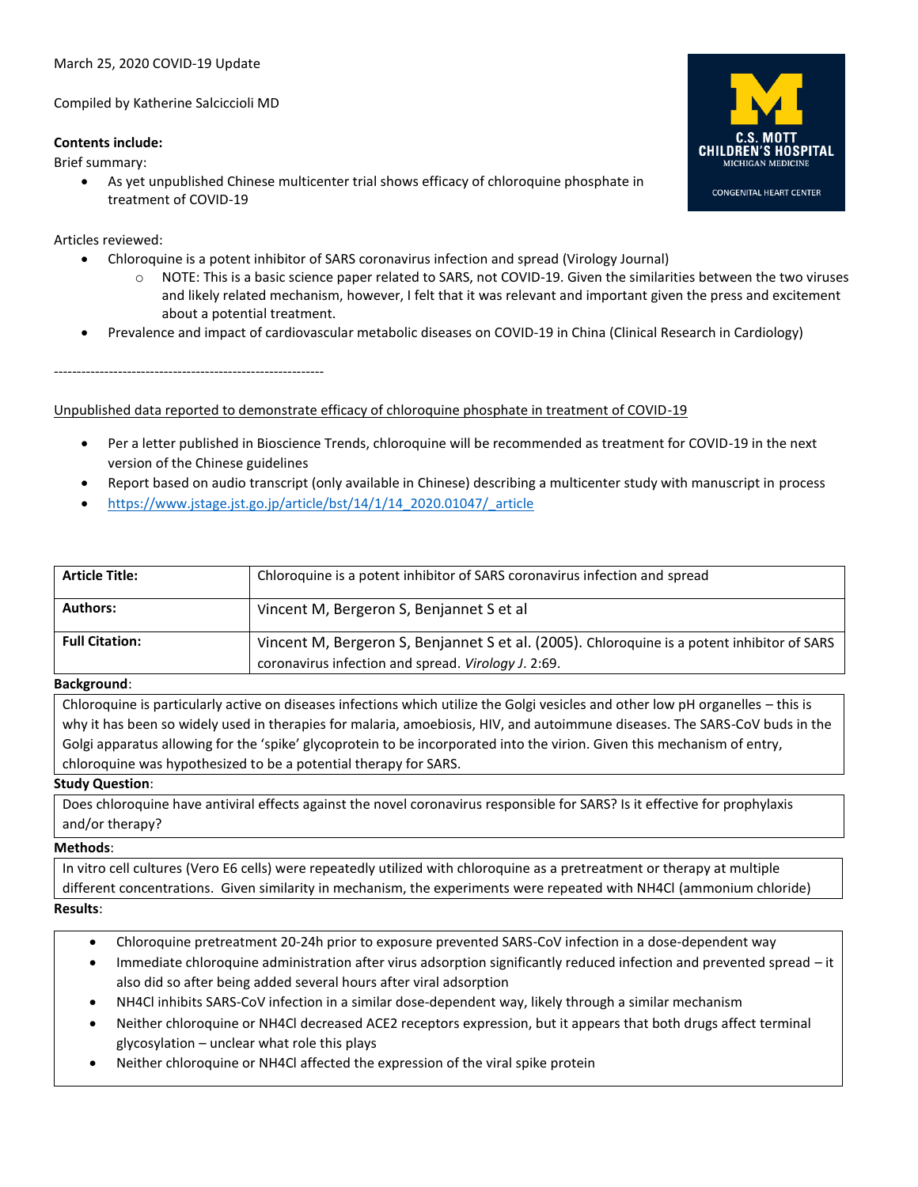March 25, 2020 COVID-19 Update

Compiled by Katherine Salciccioli MD

**Contents include:**

Brief summary:

- As yet unpublished Chinese multicenter trial shows efficacy of chloroquine phosphate in treatment of COVID-19

Articles reviewed:

- Chloroquine is a potent inhibitor of SARS coronavirus infection and spread (Virology Journal)
    - NOTE: This is a basic science paper related to SARS, not COVID-19. Given the similarities between the two viruses and likely related mechanism, however, I felt that it was relevant and important given the press and excitement about a potential treatment.
- Prevalence and impact of cardiovascular metabolic diseases on COVID-19 in China (Clinical Research in Cardiology)

-----------------------------------------------------------

Unpublished data reported to demonstrate efficacy of chloroquine phosphate in treatment of COVID-19

- Per a letter published in Bioscience Trends, chloroquine will be recommended as treatment for COVID-19 in the next version of the Chinese guidelines
- Report based on audio transcript (only available in Chinese) describing a multicenter study with manuscript in process
- https://www.jstage.jst.go.jp/article/bst/14/1/14_2020.01047/_article

| **Article Title:** | Chloroquine is a potent inhibitor of SARS coronavirus infection and spread |
|---|---|
| **Authors:** | Vincent M, Bergeron S, Benjannet S et al |
| **Full Citation:** | Vincent M, Bergeron S, Benjannet S et al. (2005). Chloroquine is a potent inhibitor of SARS coronavirus infection and spread. *Virology J*. 2:69. |

**Background**:

Chloroquine is particularly active on diseases infections which utilize the Golgi vesicles and other low pH organelles – this is why it has been so widely used in therapies for malaria, amoebiosis, HIV, and autoimmune diseases. The SARS-CoV buds in the Golgi apparatus allowing for the 'spike' glycoprotein to be incorporated into the virion. Given this mechanism of entry, chloroquine was hypothesized to be a potential therapy for SARS.

**Study Question**:

Does chloroquine have antiviral effects against the novel coronavirus responsible for SARS? Is it effective for prophylaxis and/or therapy?

**Methods**:

In vitro cell cultures (Vero E6 cells) were repeatedly utilized with chloroquine as a pretreatment or therapy at multiple different concentrations. Given similarity in mechanism, the experiments were repeated with $NH_4Cl$ (ammonium chloride)

**Results**:

- Chloroquine pretreatment 20-24h prior to exposure prevented SARS-CoV infection in a dose-dependent way
- Immediate chloroquine administration after virus adsorption significantly reduced infection and prevented spread – it also did so after being added several hours after viral adsorption
- $NH_4Cl$ inhibits SARS-CoV infection in a similar dose-dependent way, likely through a similar mechanism
- Neither chloroquine or $NH_4Cl$ decreased ACE2 receptors expression, but it appears that both drugs affect terminal glycosylation – unclear what role this plays
- Neither chloroquine or $NH_4Cl$ affected the expression of the viral spike protein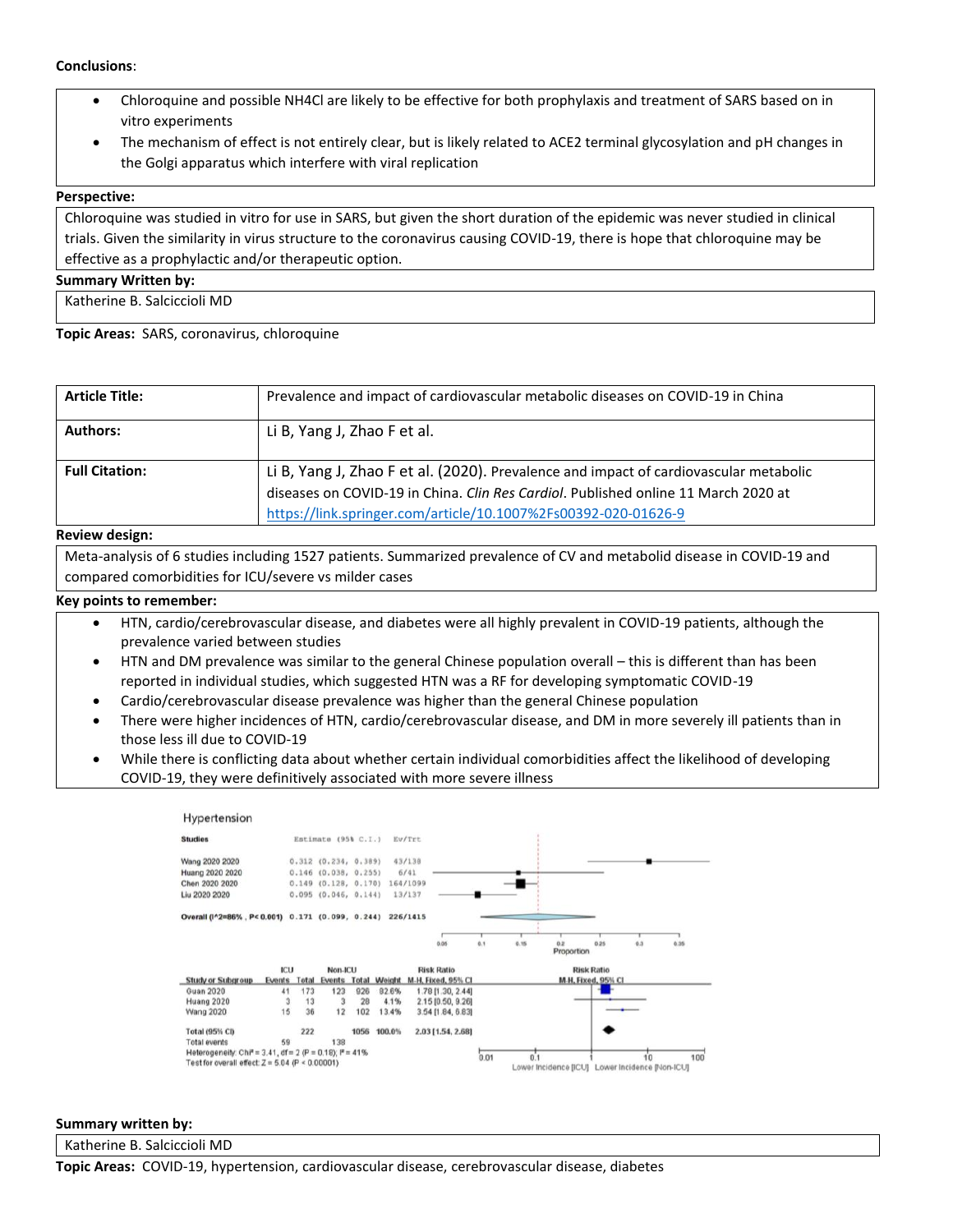**Conclusions**:

- Chloroquine and possible $NH_4Cl$ are likely to be effective for both prophylaxis and treatment of SARS based on in vitro experiments
- The mechanism of effect is not entirely clear, but is likely related to ACE2 terminal glycosylation and pH changes in the Golgi apparatus which interfere with viral replication

**Perspective:**

Chloroquine was studied in vitro for use in SARS, but given the short duration of the epidemic was never studied in clinical trials. Given the similarity in virus structure to the coronavirus causing COVID-19, there is hope that chloroquine may be effective as a prophylactic and/or therapeutic option.

**Summary Written by:**

Katherine B. Salciccioli MD

**Topic Areas:** SARS, coronavirus, chloroquine

| | |
|---|---|
| **Article Title:** | Prevalence and impact of cardiovascular metabolic diseases on COVID-19 in China |
| **Authors:** | Li B, Yang J, Zhao F et al. |
| **Full Citation:** | Li B, Yang J, Zhao F et al. (2020). Prevalence and impact of cardiovascular metabolic diseases on COVID-19 in China. *Clin Res Cardiol*. Published online 11 March 2020 at https://link.springer.com/article/10.1007%2Fs00392-020-01626-9 |

**Review design:**

Meta-analysis of 6 studies including 1527 patients. Summarized prevalence of CV and metabolid disease in COVID-19 and compared comorbidities for ICU/severe vs milder cases

**Key points to remember:**

- HTN, cardio/cerebrovascular disease, and diabetes were all highly prevalent in COVID-19 patients, although the prevalence varied between studies
- HTN and DM prevalence was similar to the general Chinese population overall – this is different than has been reported in individual studies, which suggested HTN was a RF for developing symptomatic COVID-19
- Cardio/cerebrovascular disease prevalence was higher than the general Chinese population
- There were higher incidences of HTN, cardio/cerebrovascular disease, and DM in more severely ill patients than in those less ill due to COVID-19
- While there is conflicting data about whether certain individual comorbidities affect the likelihood of developing COVID-19, they were definitively associated with more severe illness

Hypertension

Studies | Estimate (95% C.I.) | Ev/Trt

Wang 2020 2020 | 0.312 (0.234, 0.389) | 43/138

Huang 2020 2020 | 0.146 (0.038, 0.255) | 6/41

Chen 2020 2020 | 0.149 (0.128, 0.170) | 164/1099

Liu 2020 2020 | 0.095 (0.046, 0.144) | 13/137

Overall (I^2=86%, P< 0.001) | 0.171 (0.099, 0.244) | 226/1415

0.05 0.1 0.15 0.2 0.25 0.3 0.35

Proportion

| Study or Subgroup | ICU Events | ICU Total | Non-ICU Events | Non-ICU Total | Weight | Risk Ratio M-H, Fixed, 95% CI |
|---|---|---|---|---|---|---|
| Guan 2020 | 41 | 173 | 123 | 926 | 82.6% | 1.78 [1.30, 2.44] |
| Huang 2020 | 3 | 13 | 3 | 28 | 4.1% | 2.15 [0.50, 9.26] |
| Wang 2020 | 15 | 36 | 12 | 102 | 13.4% | 3.54 [1.84, 6.83] |
| Total (95% CI) | | 222 | | 1056 | 100.0% | 2.03 [1.54, 2.68] |
| Total events | 59 | | 138 | | | |

Heterogeneity: Chi² = 3.41, df = 2 (P = 0.18); I² = 41%

Test for overall effect: Z = 5.04 (P < 0.00001)

Risk Ratio M-H, Fixed, 95% CI

0.01 0.1 1 10 100

Lower Incidence [ICU] Lower Incidence [Non-ICU]

**Summary written by:**

Katherine B. Salciccioli MD

**Topic Areas:** COVID-19, hypertension, cardiovascular disease, cerebrovascular disease, diabetes